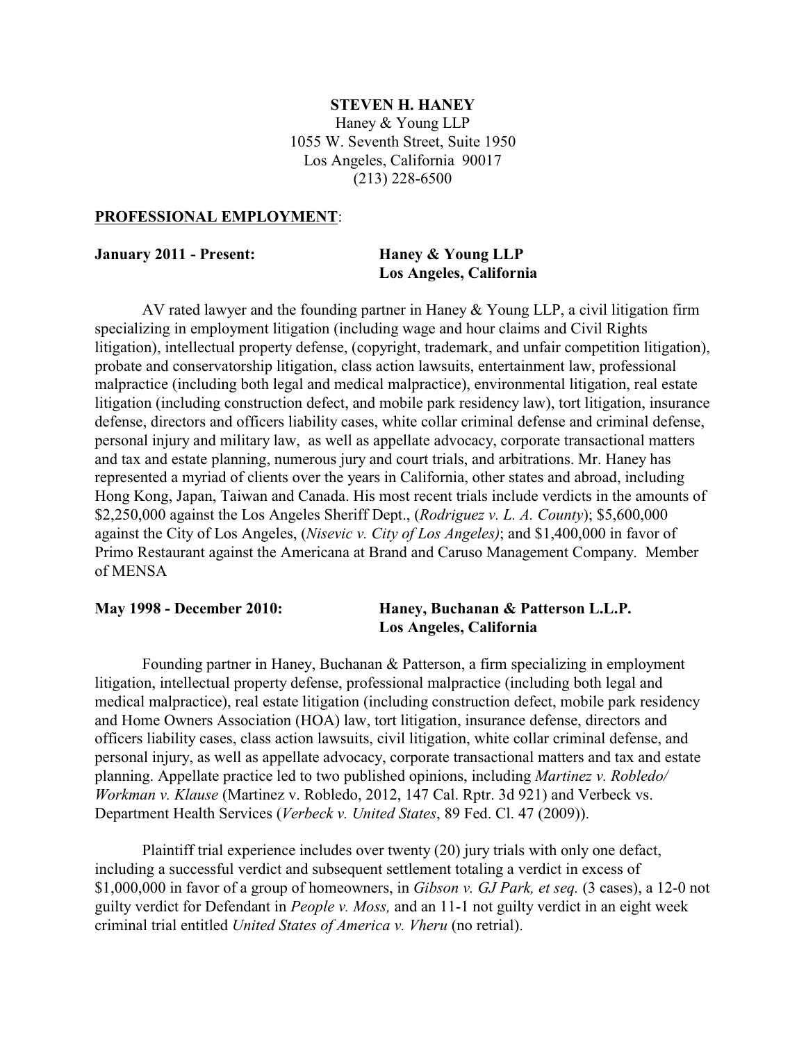**STEVEN H. HANEY**
Haney & Young LLP
1055 W. Seventh Street, Suite 1950
Los Angeles, California 90017
(213) 228-6500

**PROFESSIONAL EMPLOYMENT**:

**January 2011 - Present:** **Haney & Young LLP**
**Los Angeles, California**

AV rated lawyer and the founding partner in Haney & Young LLP, a civil litigation firm specializing in employment litigation (including wage and hour claims and Civil Rights litigation), intellectual property defense, (copyright, trademark, and unfair competition litigation), probate and conservatorship litigation, class action lawsuits, entertainment law, professional malpractice (including both legal and medical malpractice), environmental litigation, real estate litigation (including construction defect, and mobile park residency law), tort litigation, insurance defense, directors and officers liability cases, white collar criminal defense and criminal defense, personal injury and military law, as well as appellate advocacy, corporate transactional matters and tax and estate planning, numerous jury and court trials, and arbitrations. Mr. Haney has represented a myriad of clients over the years in California, other states and abroad, including Hong Kong, Japan, Taiwan and Canada. His most recent trials include verdicts in the amounts of $2,250,000 against the Los Angeles Sheriff Dept., (*Rodriguez v. L. A. County*); $5,600,000 against the City of Los Angeles, (*Nisevic v. City of Los Angeles)*; and $1,400,000 in favor of Primo Restaurant against the Americana at Brand and Caruso Management Company. Member of MENSA

**May 1998 - December 2010:** **Haney, Buchanan & Patterson L.L.P.**
**Los Angeles, California**

Founding partner in Haney, Buchanan & Patterson, a firm specializing in employment litigation, intellectual property defense, professional malpractice (including both legal and medical malpractice), real estate litigation (including construction defect, mobile park residency and Home Owners Association (HOA) law, tort litigation, insurance defense, directors and officers liability cases, class action lawsuits, civil litigation, white collar criminal defense, and personal injury, as well as appellate advocacy, corporate transactional matters and tax and estate planning. Appellate practice led to two published opinions, including *Martinez v. Robledo/ Workman v. Klause* (Martinez v. Robledo, 2012, 147 Cal. Rptr. 3d 921) and Verbeck vs. Department Health Services (*Verbeck v. United States*, 89 Fed. Cl. 47 (2009)).

Plaintiff trial experience includes over twenty (20) jury trials with only one defact, including a successful verdict and subsequent settlement totaling a verdict in excess of $1,000,000 in favor of a group of homeowners, in *Gibson v. GJ Park, et seq.* (3 cases), a 12-0 not guilty verdict for Defendant in *People v. Moss,* and an 11-1 not guilty verdict in an eight week criminal trial entitled *United States of America v. Vheru* (no retrial).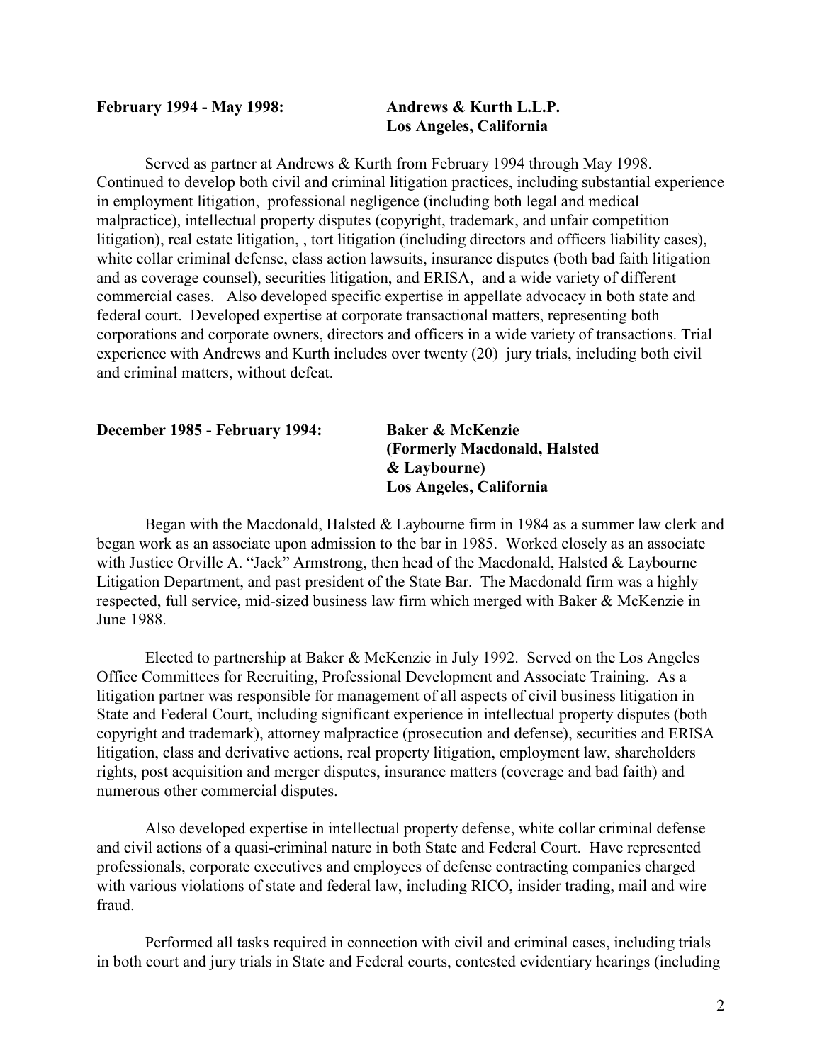**February 1994 - May 1998:** **Andrews & Kurth L.L.P.**
**Los Angeles, California**

Served as partner at Andrews & Kurth from February 1994 through May 1998. Continued to develop both civil and criminal litigation practices, including substantial experience in employment litigation, professional negligence (including both legal and medical malpractice), intellectual property disputes (copyright, trademark, and unfair competition litigation), real estate litigation, , tort litigation (including directors and officers liability cases), white collar criminal defense, class action lawsuits, insurance disputes (both bad faith litigation and as coverage counsel), securities litigation, and ERISA, and a wide variety of different commercial cases. Also developed specific expertise in appellate advocacy in both state and federal court. Developed expertise at corporate transactional matters, representing both corporations and corporate owners, directors and officers in a wide variety of transactions. Trial experience with Andrews and Kurth includes over twenty (20) jury trials, including both civil and criminal matters, without defeat.

**December 1985 - February 1994:** **Baker & McKenzie**
**(Formerly Macdonald, Halsted & Laybourne)**
**Los Angeles, California**

Began with the Macdonald, Halsted & Laybourne firm in 1984 as a summer law clerk and began work as an associate upon admission to the bar in 1985. Worked closely as an associate with Justice Orville A. "Jack" Armstrong, then head of the Macdonald, Halsted & Laybourne Litigation Department, and past president of the State Bar. The Macdonald firm was a highly respected, full service, mid-sized business law firm which merged with Baker & McKenzie in June 1988.

Elected to partnership at Baker & McKenzie in July 1992. Served on the Los Angeles Office Committees for Recruiting, Professional Development and Associate Training. As a litigation partner was responsible for management of all aspects of civil business litigation in State and Federal Court, including significant experience in intellectual property disputes (both copyright and trademark), attorney malpractice (prosecution and defense), securities and ERISA litigation, class and derivative actions, real property litigation, employment law, shareholders rights, post acquisition and merger disputes, insurance matters (coverage and bad faith) and numerous other commercial disputes.

Also developed expertise in intellectual property defense, white collar criminal defense and civil actions of a quasi-criminal nature in both State and Federal Court. Have represented professionals, corporate executives and employees of defense contracting companies charged with various violations of state and federal law, including RICO, insider trading, mail and wire fraud.

Performed all tasks required in connection with civil and criminal cases, including trials in both court and jury trials in State and Federal courts, contested evidentiary hearings (including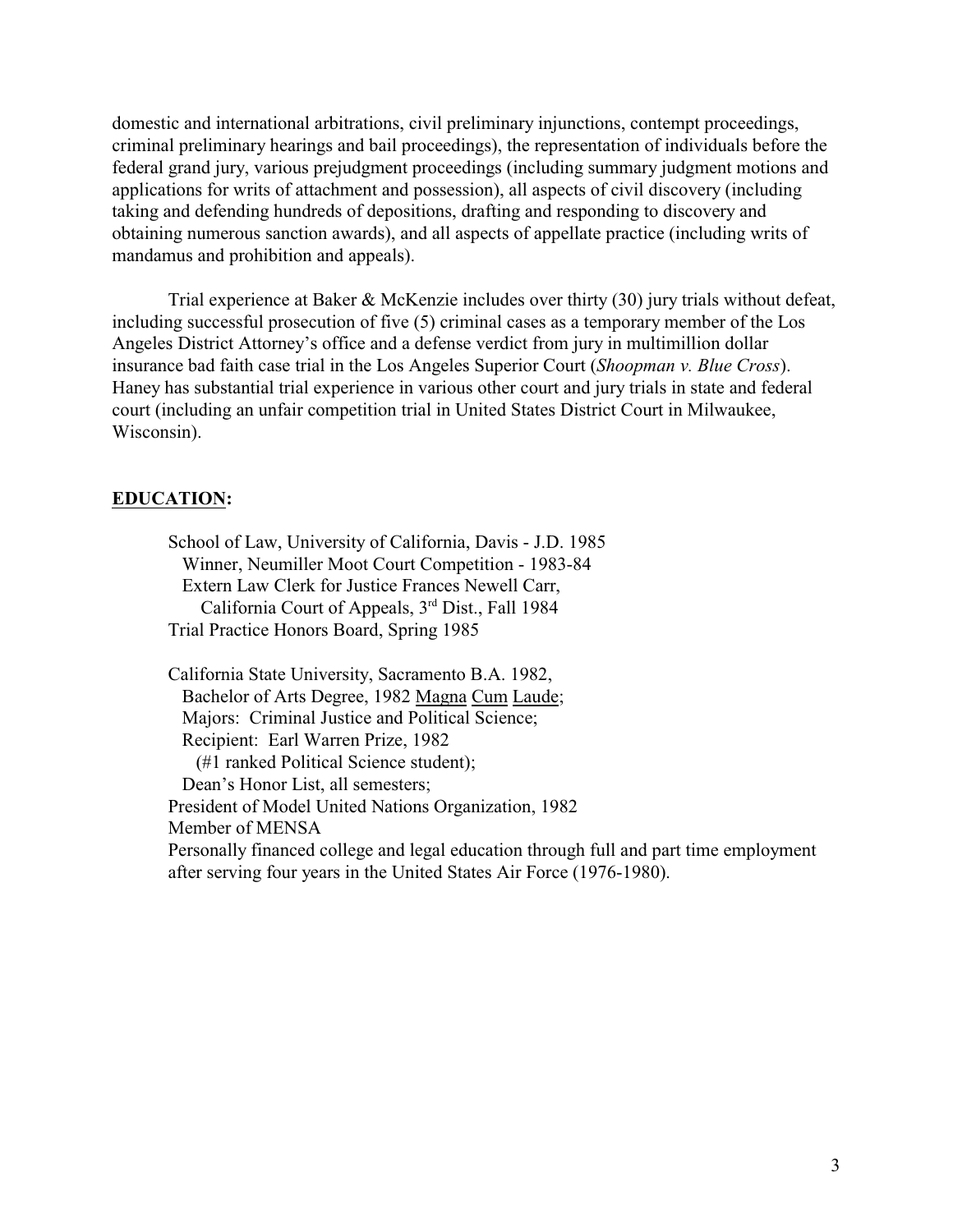domestic and international arbitrations, civil preliminary injunctions, contempt proceedings, criminal preliminary hearings and bail proceedings), the representation of individuals before the federal grand jury, various prejudgment proceedings (including summary judgment motions and applications for writs of attachment and possession), all aspects of civil discovery (including taking and defending hundreds of depositions, drafting and responding to discovery and obtaining numerous sanction awards), and all aspects of appellate practice (including writs of mandamus and prohibition and appeals).

Trial experience at Baker & McKenzie includes over thirty (30) jury trials without defeat, including successful prosecution of five (5) criminal cases as a temporary member of the Los Angeles District Attorney's office and a defense verdict from jury in multimillion dollar insurance bad faith case trial in the Los Angeles Superior Court (*Shoopman v. Blue Cross*). Haney has substantial trial experience in various other court and jury trials in state and federal court (including an unfair competition trial in United States District Court in Milwaukee, Wisconsin).

**EDUCATION:**

School of Law, University of California, Davis - J.D. 1985
  Winner, Neumiller Moot Court Competition - 1983-84
  Extern Law Clerk for Justice Frances Newell Carr,
    California Court of Appeals, 3rd Dist., Fall 1984
Trial Practice Honors Board, Spring 1985

California State University, Sacramento B.A. 1982,
  Bachelor of Arts Degree, 1982 Magna Cum Laude;
  Majors: Criminal Justice and Political Science;
  Recipient: Earl Warren Prize, 1982
    (#1 ranked Political Science student);
  Dean's Honor List, all semesters;
President of Model United Nations Organization, 1982
Member of MENSA
Personally financed college and legal education through full and part time employment after serving four years in the United States Air Force (1976-1980).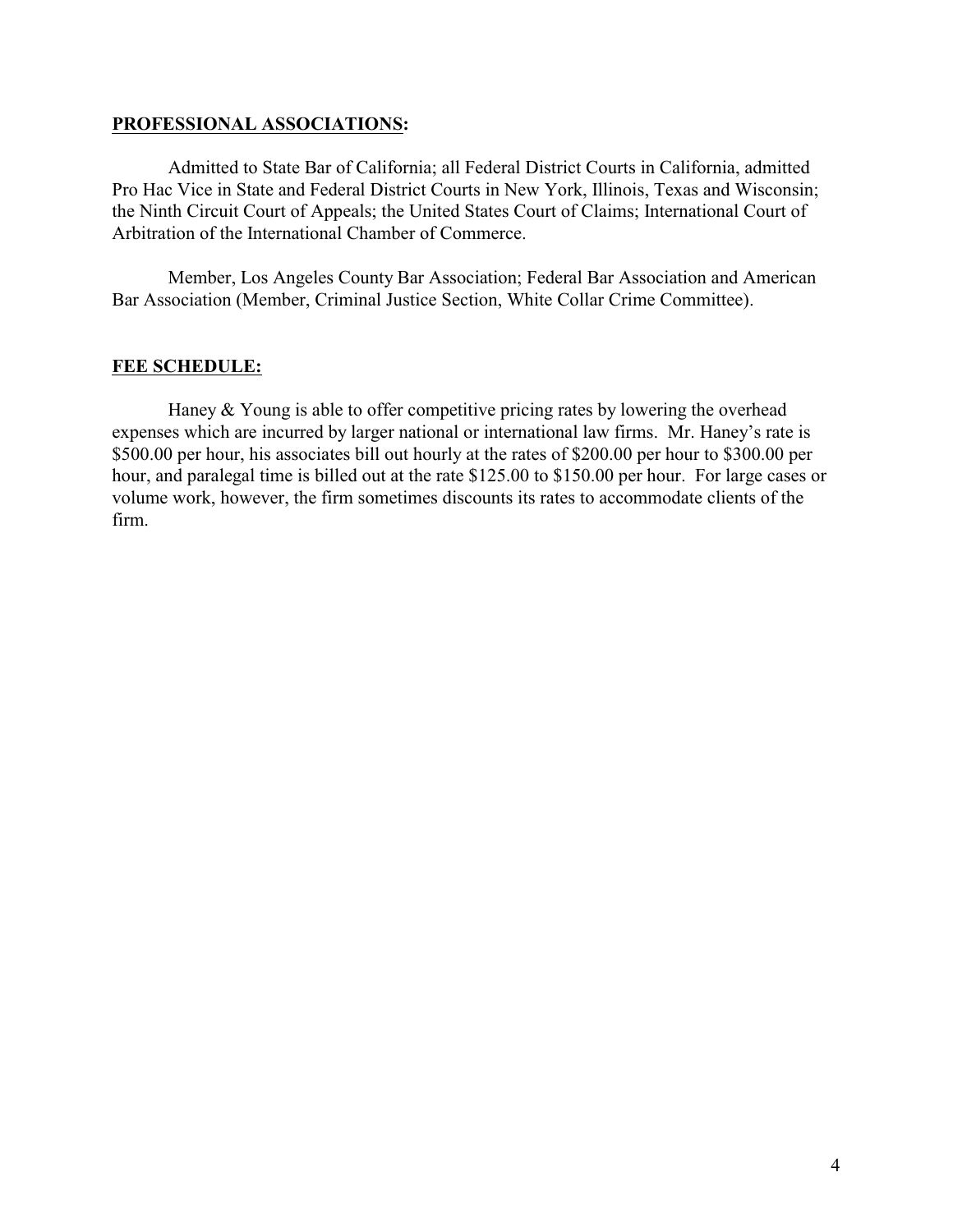**PROFESSIONAL ASSOCIATIONS:**

Admitted to State Bar of California; all Federal District Courts in California, admitted Pro Hac Vice in State and Federal District Courts in New York, Illinois, Texas and Wisconsin; the Ninth Circuit Court of Appeals; the United States Court of Claims; International Court of Arbitration of the International Chamber of Commerce.

Member, Los Angeles County Bar Association; Federal Bar Association and American Bar Association (Member, Criminal Justice Section, White Collar Crime Committee).

**FEE SCHEDULE:**

Haney & Young is able to offer competitive pricing rates by lowering the overhead expenses which are incurred by larger national or international law firms. Mr. Haney's rate is $500.00 per hour, his associates bill out hourly at the rates of $200.00 per hour to $300.00 per hour, and paralegal time is billed out at the rate $125.00 to $150.00 per hour. For large cases or volume work, however, the firm sometimes discounts its rates to accommodate clients of the firm.